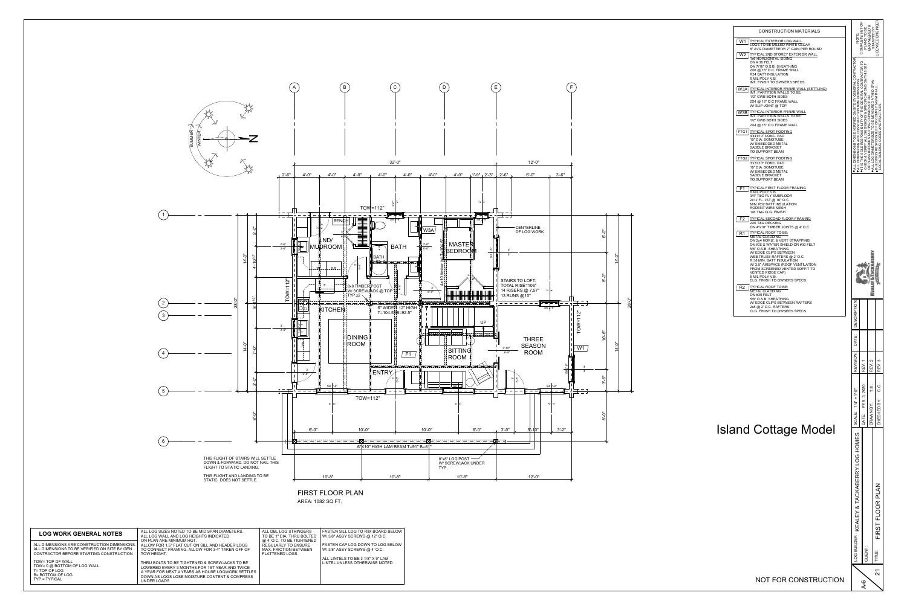# Island Cottage Model

## FIRST FLOOR PLAN

AREA: 1082 SQ.FT.

THIS FLIGHT OF STAIRS WILL SETTLE DOWN & FORWARD. DO NOT NAIL THIS FLIGHT TO STATIC LANDING.

THIS FLIGHT AND LANDING TO BE STATIC. DOES NOT SETTLE.

## CONSTRUCTION MATERIALS

**W1** TYPICAL EXTERIOR LOG WALL
LOGS TO BE MILLED WHITE CEDAR
8" AVG DIAMETER W/ 7" GAIN PER ROUND

**W2** TYPICAL 2ND STOREY EXTERIOR WALL
1x6 HORIZONTAL SIDING
ON # 30 FELT
ON 7/16" O.S.B. SHEATHING
2X6 @ 16" O.C. FRAME WALL
R24 BATT INSULATION
6 MIL POLY V.B.
INT. FINISH TO OWNERS SPECS.

**W3A** TYPICAL INTERIOR FRAME WALL (SETTLING)
INT. PARTITION WALLS TO BE:
1/2" GWB BOTH SIDES
2X4 @ 16" O.C FRAME WALL
W/ SLIP JOINT @ TOP

**W3B** TYPICAL INTERIOR FRAME WALL
INT. PARTITION WALLS TO BE:
1/2" GWB BOTH SIDES
2X4 @ 16" O.C FRAME WALL

**FTG1** TYPICAL SPOT FOOTING
4'x4'x10" CONC. PAD
10" DIA. SONOTUBE
W/ EMBEDDED METAL
SADDLE BRACKET
TO SUPPORT BEAM

**FTG2** TYPICAL SPOT FOOTING
3'x3'x10" CONC. PAD
10" DIA. SONOTUBE
W/ EMBEDDED METAL
SADDLE BRACKET
TO SUPPORT BEAM

**F1** TYPICAL FIRST FLOOR FRAMING
6 MIL POLY V.B.
3/4" T&G PLY SUBFLOOR
2x12 FL. JST @ 16" O.C
MIN. R32 BATT INSULATION
RODENT WIRE MESH
1x6 T&G CLG. FINISH

**F2** TYPICAL SECOND FLOOR FRAMING
2X6 T&G DECKING
ON 4"x10" TIMBER JOISTS @ 4' O.C.

**R1** TYPICAL ROOF TO BE:
METAL CLADDING
ON 2x4 HORIZ. & VERT STRAPPING
ON ICE & WATER SHIELD OR #30 FELT
5/8" O.S.B. SHEATHING
W/ EDGE CLIPS BETWEEN
WEB TRUSS RAFTERS @ 2' O.C.
R 38 MIN. BATT INSULATION
W/ 2.5" AIRSPACE (ROOF VENTILATION
FROM SCREENED VENTED SOFFIT TO
VENTED RIDGE CAP)
6 MIL POLY V.B.
CLG. FINISH TO OWNERS SPECS.

**R2** TYPICAL ROOF TO BE:
METAL CLADDING
ON #30 FELT
5/8" O.S.B. SHEATHING
W/ EDGE CLIPS BETWEEN RAFTERS
2x8 @ 2' O.C. RAFTERS
CLG. FINISH TO OWNERS SPECS.

## LOG WORK GENERAL NOTES

| LOG WORK GENERAL NOTES | | | |
|---|---|---|---|
| ALL DIMENSIONS ARE CONSTRUCTION DIMENSIONS. ALL DIMENSIONS TO BE VERIFIED ON SITE BY GEN. CONTRACTOR BEFORE STARTING CONSTRUCTION<br>TOW= TOP OF WALL<br>TOW= 0 @ BOTTOM OF LOG WALL<br>T= TOP OF LOG<br>B= BOTTOM OF LOG<br>TYP.= TYPICAL | ALL LOG SIZES NOTED TO BE MID SPAN DIAMETERS. ALL LOG WALL AND LOG HEIGHTS INDICATED ON PLAN ARE MINIMUM HGT. ALLOW FOR 1.5" FLAT CUT ON SILL AND HEADER LOGS TO CONNECT FRAMING. ALLOW FOR 3-4" TAKEN OFF OF TOW HEIGHT.<br>THRU BOLTS TO BE TIGHTENED & SCREWJACKS TO BE LOWERED EVERY 3 MONTHS FOR 1ST YEAR AND TWICE A YEAR FOR NEXT 4 YEARS AS HOUSE LOGWORK SETTLES DOWN AS LOGS LOSE MOISTURE CONTENT & COMPRESS UNDER LOADS | ALL DBL LOG STRINGERS TO BE 1" DIA. THRU BOLTED @ 4' O.C. TO BE TIGHTENED REGULARLY TO ENSURE MAX. FRICTION BETWEEN FLATTENED LOGS | FASTEN SILL LOG TO RIM BOARD BELOW W/ 3/8" ASSY SCREWS @ 12" O.C.<br>FASTEN CAP LOG DOWN TO LOG BELOW W/ 3/8" ASSY SCREWS @ 4' O.C.<br>ALL LINTELS TO BE 3 1/8" X 9" LAM LINTEL UNLESS OTHERWISE NOTED |

## NOTES

- COMPLETE SET OF PLANS TO BE ENGINEERED & STAMPED BY LICENSED ENGINEER
- ALL DIMENSIONS TO BE VERIFIED ON-SITE BY GENERAL CONTRACTOR
- ALL DIMENSIONS ARE CONSTRUCTION TIME DIMENSIONS
- IT IS THE SOLE RESPONSIBILITY OF THE GENERAL CONTRACTOR TO CHECK & VERIFY ALL DIMENSIONS & SPECIFICATIONS ON THIS SET OF PLANS PRIOR TO STARTING CONSTRUCTION
- ALL LOG DIAMETERS TO BE MEASURED AT THE MID SPAN
- BUILDER IS RESPONSIBLE FOR COMPLYING WITH ALL LOCAL BUILDING CODES AND PRACTICES

| SCALE | 1/4" = 1'-0" | REVISION | DATE | DESCRIPTION |
|---|---|---|---|---|
| DATE | FEB. 3, 2020 | REV. 1 | | |
| DRAWN BY | T.E. | REV. 2 | | |
| CHECKED BY | C.C. | REV. 3 | | |

LOG BUILDER: KEALEY & TACKABERRY LOG HOMES

CLIENT:

TITLE: FIRST FLOOR PLAN

A-6 | 21

NOT FOR CONSTRUCTION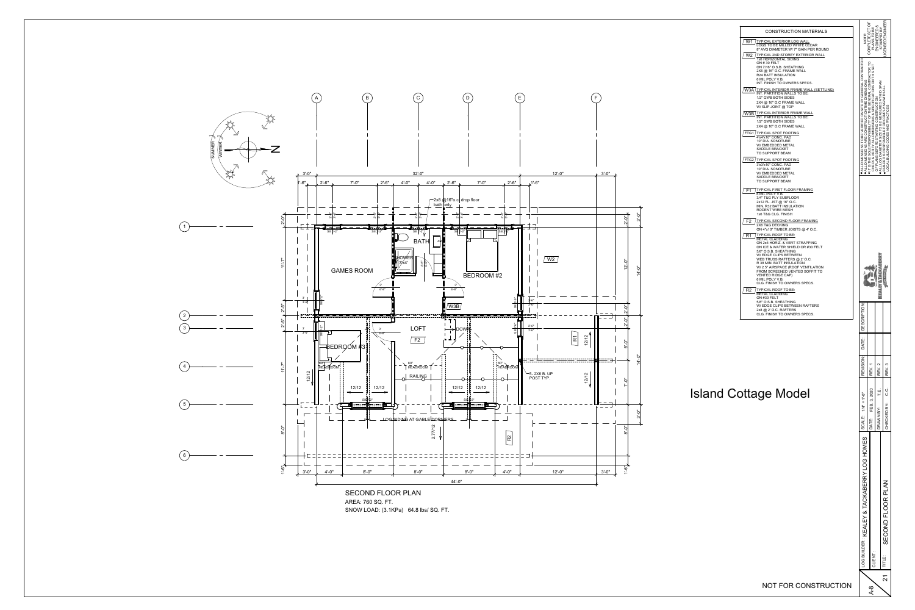# Island Cottage Model

## SECOND FLOOR PLAN

AREA: 760 SQ. FT.

SNOW LOAD: (3.1KPa) 64.8 lbs/ SQ. FT.

GAMES ROOM

BATH

SHOWER 3'X4'

BEDROOM #2

LOFT

F2

DOWN

W3B

W2

BEDROOM #3

RAILING

5- 2X6 B. UP POST TYP.

2x8 @16"o.c. drop floor bath only

LOG SIDING AT GABLE DORMERS

R1

R2

## CONSTRUCTION MATERIALS

**W1** TYPICAL EXTERIOR LOG WALL
LOGS TO BE MILLED WHITE CEDAR
8" AVG DIAMETER W/ 7" GAIN PER ROUND

**W2** TYPICAL 2ND STOREY EXTERIOR WALL
1x6 HORIZONTAL SIDING
ON # 30 FELT
ON 7/16" O.S.B. SHEATHING
2X6 @ 16" O.C. FRAME WALL
R24 BATT INSULATION
6 MIL POLY V.B.
INT. FINISH TO OWNERS SPECS.

**W3A** TYPICAL INTERIOR FRAME WALL (SETTLING)
INT. PARTITION WALLS TO BE:
1/2" GWB BOTH SIDES
2X4 @ 16" O.C FRAME WALL
W/ SLIP JOINT @ TOP

**W3B** TYPICAL INTERIOR FRAME WALL
INT. PARTITION WALLS TO BE:
1/2" GWB BOTH SIDES
2X4 @ 16" O.C FRAME WALL

**FTG1** TYPICAL SPOT FOOTING
4'x4'x10" CONC. PAD
10" DIA. SONOTUBE
W/ EMBEDDED METAL
SADDLE BRACKET
TO SUPPORT BEAM

**FTG2** TYPICAL SPOT FOOTING
3'x3'x10" CONC. PAD
10" DIA. SONOTUBE
W/ EMBEDDED METAL
SADDLE BRACKET
TO SUPPORT BEAM

**F1** TYPICAL FIRST FLOOR FRAMING
6 MIL POLY V.B.
3/4" T&G PLY SUBFLOOR
2x12 FL. JST @ 16" O.C.
MIN. R32 BATT INSULATION
RODENT WIRE MESH
1x6 T&G CLG. FINISH

**F2** TYPICAL SECOND FLOOR FRAMING
2X6 T&G DECKING
ON 4"x10" TIMBER JOISTS @ 4' O.C.

**R1** TYPICAL ROOF TO BE:
METAL CLADDING
ON 2x4 HORIZ. & VERT STRAPPING
ON ICE & WATER SHIELD OR #30 FELT
5/8" O.S.B. SHEATHING
W/ EDGE CLIPS BETWEEN
WEB TRUSS RAFTERS @ 2' O.C.
R 38 MIN. BATT INSULATION
W/ 2.5" AIRSPACE (ROOF VENTILATION
FROM SCREENED VENTED SOFFIT TO
VENTED RIDGE CAP)
6 MIL POLY V.B.
CLG. FINISH TO OWNERS SPECS.

**R2** TYPICAL ROOF TO BE:
METAL CLADDING
ON #30 FELT
5/8" O.S.B. SHEATHING
W/ EDGE CLIPS BETWEEN RAFTERS
2x8 @ 2' O.C. RAFTERS
CLG. FINISH TO OWNERS SPECS.

## NOTES

- ALL DIMENSIONS TO BE VERIFIED ON-SITE BY GENERAL CONTRACTOR
- ALL DIMENSIONS ARE CONSTRUCTION TIME DIMENSIONS
- IT IS THE SOLE RESPONSIBILITY OF THE GENERAL CONTRACTOR TO CHECK & VERIFY ALL DIMENSIONS & SPECIFICATIONS ON THIS SET OF PLANS BEFORE STARTING CONSTRUCTION
- ALL LOG DIAMETERS SUBJECT TO CHANGE DURING DESIGN
- BUILDER IS RESPONSIBLE FOR COMPLYING WITH ALL LOCAL BUILDING CODES AND PRACTICES

COMPLETE SET OF PLANS TO BE ENGINEERED & STAMPED BY LICENSED ENGINEER

| REVISION | DATE | DESCRIPTION |
|---|---|---|
| REV. 1 | | |
| REV. 2 | | |
| REV. 3 | | |

| | |
|---|---|
| LOG BUILDER: | KEALEY & TACKABERRY LOG HOMES |
| CLIENT: | |
| TITLE: | SECOND FLOOR PLAN |
| SCALE | 1/4" = 1'-0" |
| DATE | FEB. 3, 2020 |
| DRAWN BY | T.E. |
| CHECKED BY | C.C. |
| SHEET | A-8 |
| | 21 |

NOT FOR CONSTRUCTION